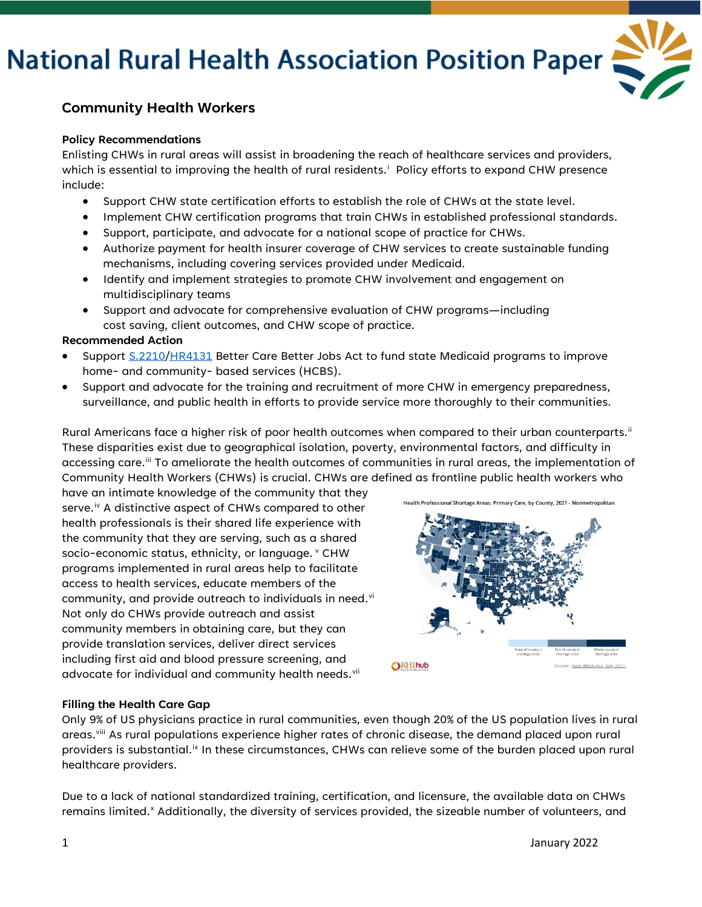# National Rural Health Association Position Paper

## Community Health Workers

**Policy Recommendations**

Enlisting CHWs in rural areas will assist in broadening the reach of healthcare services and providers, which is essential to improving the health of rural residents.[i] Policy efforts to expand CHW presence include:

- Support CHW state certification efforts to establish the role of CHWs at the state level.
- Implement CHW certification programs that train CHWs in established professional standards.
- Support, participate, and advocate for a national scope of practice for CHWs.
- Authorize payment for health insurer coverage of CHW services to create sustainable funding mechanisms, including covering services provided under Medicaid.
- Identify and implement strategies to promote CHW involvement and engagement on multidisciplinary teams
- Support and advocate for comprehensive evaluation of CHW programs—including cost saving, client outcomes, and CHW scope of practice.

**Recommended Action**

- Support S.2210/HR4131 Better Care Better Jobs Act to fund state Medicaid programs to improve home- and community- based services (HCBS).
- Support and advocate for the training and recruitment of more CHW in emergency preparedness, surveillance, and public health in efforts to provide service more thoroughly to their communities.

Rural Americans face a higher risk of poor health outcomes when compared to their urban counterparts.[ii] These disparities exist due to geographical isolation, poverty, environmental factors, and difficulty in accessing care.[iii] To ameliorate the health outcomes of communities in rural areas, the implementation of Community Health Workers (CHWs) is crucial. CHWs are defined as frontline public health workers who have an intimate knowledge of the community that they serve.[iv] A distinctive aspect of CHWs compared to other health professionals is their shared life experience with the community that they are serving, such as a shared socio-economic status, ethnicity, or language.[v] CHW programs implemented in rural areas help to facilitate access to health services, educate members of the community, and provide outreach to individuals in need.[vi] Not only do CHWs provide outreach and assist community members in obtaining care, but they can provide translation services, deliver direct services including first aid and blood pressure screening, and advocate for individual and community health needs.[vii]

Health Professional Shortage Areas: Primary Care, by County, 2021 - Nonmetropolitan

Source: data.HRSA.gov, July 2021.

**Filling the Health Care Gap**

Only 9% of US physicians practice in rural communities, even though 20% of the US population lives in rural areas.[viii] As rural populations experience higher rates of chronic disease, the demand placed upon rural providers is substantial.[ix] In these circumstances, CHWs can relieve some of the burden placed upon rural healthcare providers.

Due to a lack of national standardized training, certification, and licensure, the available data on CHWs remains limited.[x] Additionally, the diversity of services provided, the sizeable number of volunteers, and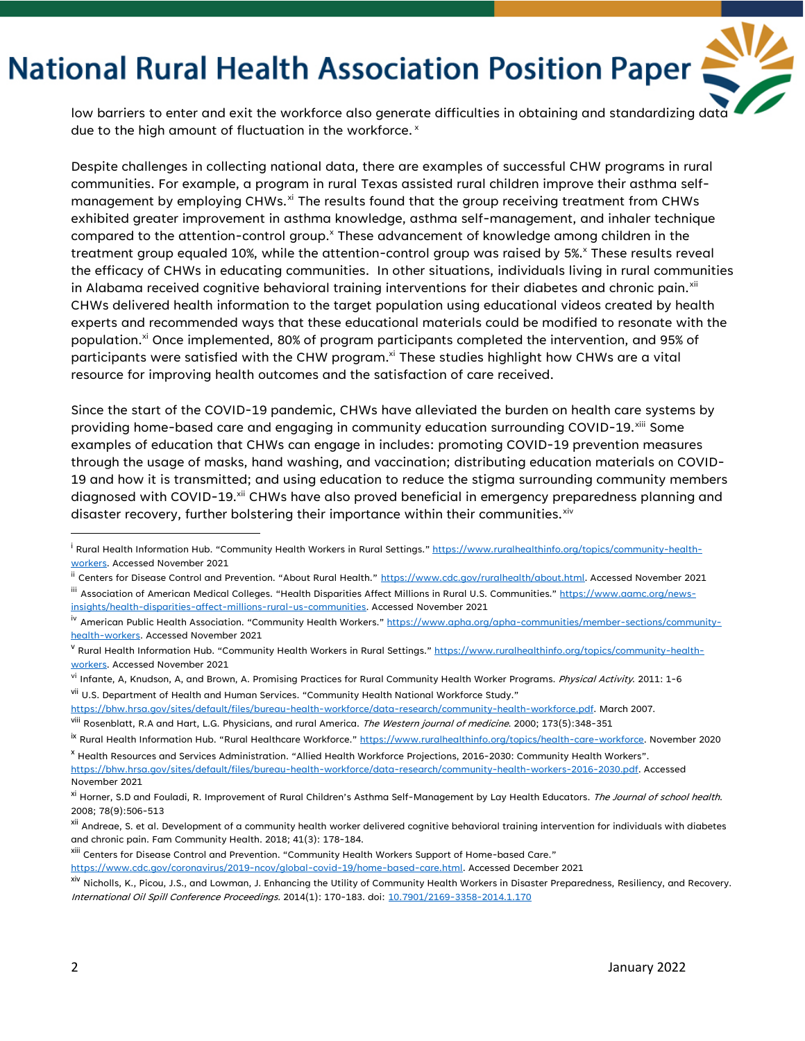low barriers to enter and exit the workforce also generate difficulties in obtaining and standardizing data due to the high amount of fluctuation in the workforce.[x]

Despite challenges in collecting national data, there are examples of successful CHW programs in rural communities. For example, a program in rural Texas assisted rural children improve their asthma self-management by employing CHWs.[xi] The results found that the group receiving treatment from CHWs exhibited greater improvement in asthma knowledge, asthma self-management, and inhaler technique compared to the attention-control group.[x] These advancement of knowledge among children in the treatment group equaled 10%, while the attention-control group was raised by 5%.[x] These results reveal the efficacy of CHWs in educating communities. In other situations, individuals living in rural communities in Alabama received cognitive behavioral training interventions for their diabetes and chronic pain.[xii] CHWs delivered health information to the target population using educational videos created by health experts and recommended ways that these educational materials could be modified to resonate with the population.[xi] Once implemented, 80% of program participants completed the intervention, and 95% of participants were satisfied with the CHW program.[xi] These studies highlight how CHWs are a vital resource for improving health outcomes and the satisfaction of care received.

Since the start of the COVID-19 pandemic, CHWs have alleviated the burden on health care systems by providing home-based care and engaging in community education surrounding COVID-19.[xiii] Some examples of education that CHWs can engage in includes: promoting COVID-19 prevention measures through the usage of masks, hand washing, and vaccination; distributing education materials on COVID-19 and how it is transmitted; and using education to reduce the stigma surrounding community members diagnosed with COVID-19.[xii] CHWs have also proved beneficial in emergency preparedness planning and disaster recovery, further bolstering their importance within their communities.[xiv]

---

[i] Rural Health Information Hub. "Community Health Workers in Rural Settings." https://www.ruralhealthinfo.org/topics/community-health-workers. Accessed November 2021

[ii] Centers for Disease Control and Prevention. "About Rural Health." https://www.cdc.gov/ruralhealth/about.html. Accessed November 2021

[iii] Association of American Medical Colleges. "Health Disparities Affect Millions in Rural U.S. Communities." https://www.aamc.org/news-insights/health-disparities-affect-millions-rural-us-communities. Accessed November 2021

[iv] American Public Health Association. "Community Health Workers." https://www.apha.org/apha-communities/member-sections/community-health-workers. Accessed November 2021

[v] Rural Health Information Hub. "Community Health Workers in Rural Settings." https://www.ruralhealthinfo.org/topics/community-health-workers. Accessed November 2021

[vi] Infante, A, Knudson, A, and Brown, A. Promising Practices for Rural Community Health Worker Programs. *Physical Activity.* 2011: 1-6

[vii] U.S. Department of Health and Human Services. "Community Health National Workforce Study." https://bhw.hrsa.gov/sites/default/files/bureau-health-workforce/data-research/community-health-workforce.pdf. March 2007.

[viii] Rosenblatt, R.A and Hart, L.G. Physicians, and rural America. *The Western journal of medicine.* 2000; 173(5):348-351

[ix] Rural Health Information Hub. "Rural Healthcare Workforce." https://www.ruralhealthinfo.org/topics/health-care-workforce. November 2020

[x] Health Resources and Services Administration. "Allied Health Workforce Projections, 2016-2030: Community Health Workers". https://bhw.hrsa.gov/sites/default/files/bureau-health-workforce/data-research/community-health-workers-2016-2030.pdf. Accessed November 2021

[xi] Horner, S.D and Fouladi, R. Improvement of Rural Children's Asthma Self-Management by Lay Health Educators. *The Journal of school health.* 2008; 78(9):506-513

[xii] Andreae, S. et al. Development of a community health worker delivered cognitive behavioral training intervention for individuals with diabetes and chronic pain. Fam Community Health. 2018; 41(3): 178-184.

[xiii] Centers for Disease Control and Prevention. "Community Health Workers Support of Home-based Care." https://www.cdc.gov/coronavirus/2019-ncov/global-covid-19/home-based-care.html. Accessed December 2021

[xiv] Nicholls, K., Picou, J.S., and Lowman, J. Enhancing the Utility of Community Health Workers in Disaster Preparedness, Resiliency, and Recovery. *International Oil Spill Conference Proceedings.* 2014(1): 170-183. doi: 10.7901/2169-3358-2014.1.170